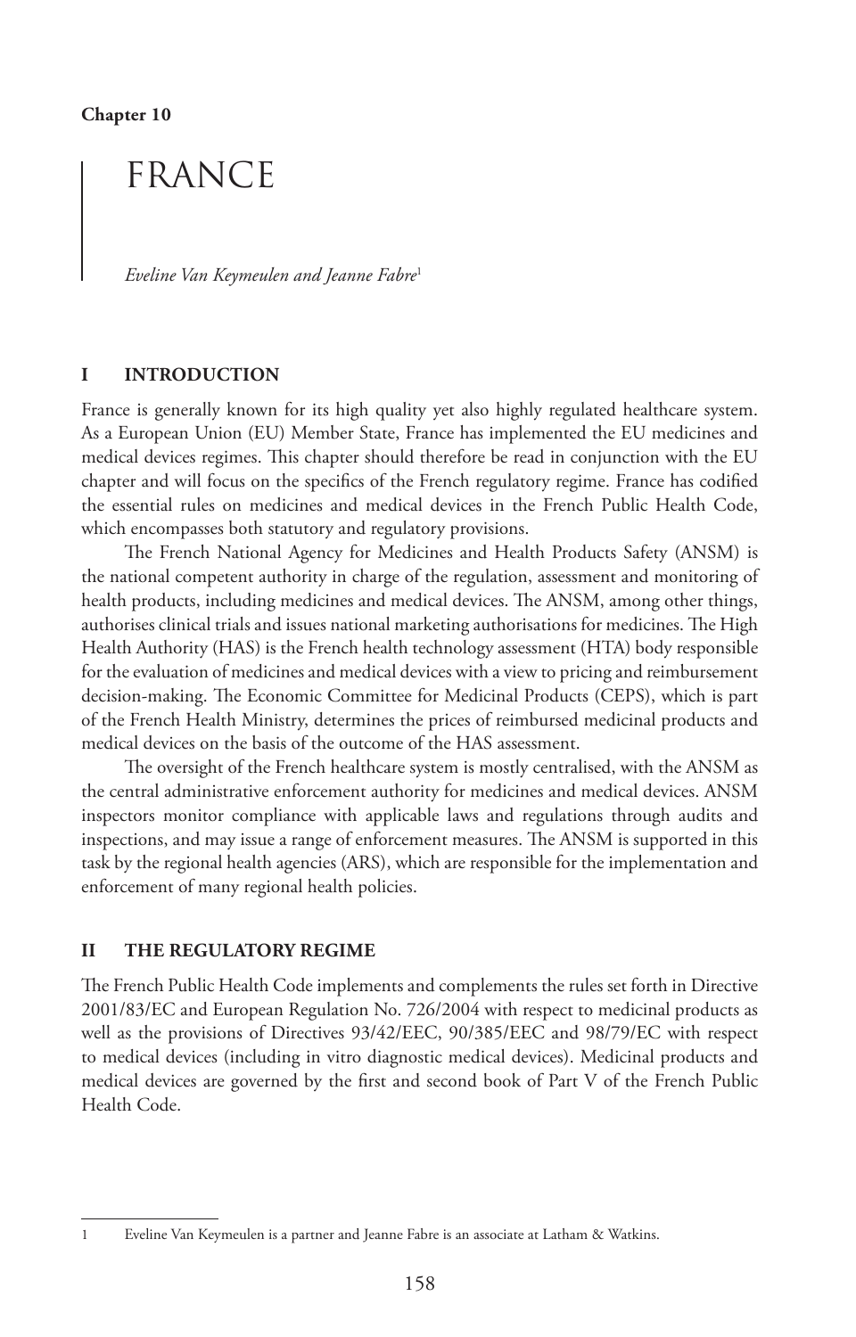**Chapter 10**

# FRANCE

*Eveline Van Keymeulen and Jeanne Fabre*[1]

## I INTRODUCTION

France is generally known for its high quality yet also highly regulated healthcare system. As a European Union (EU) Member State, France has implemented the EU medicines and medical devices regimes. This chapter should therefore be read in conjunction with the EU chapter and will focus on the specifics of the French regulatory regime. France has codified the essential rules on medicines and medical devices in the French Public Health Code, which encompasses both statutory and regulatory provisions.

The French National Agency for Medicines and Health Products Safety (ANSM) is the national competent authority in charge of the regulation, assessment and monitoring of health products, including medicines and medical devices. The ANSM, among other things, authorises clinical trials and issues national marketing authorisations for medicines. The High Health Authority (HAS) is the French health technology assessment (HTA) body responsible for the evaluation of medicines and medical devices with a view to pricing and reimbursement decision-making. The Economic Committee for Medicinal Products (CEPS), which is part of the French Health Ministry, determines the prices of reimbursed medicinal products and medical devices on the basis of the outcome of the HAS assessment.

The oversight of the French healthcare system is mostly centralised, with the ANSM as the central administrative enforcement authority for medicines and medical devices. ANSM inspectors monitor compliance with applicable laws and regulations through audits and inspections, and may issue a range of enforcement measures. The ANSM is supported in this task by the regional health agencies (ARS), which are responsible for the implementation and enforcement of many regional health policies.

## II THE REGULATORY REGIME

The French Public Health Code implements and complements the rules set forth in Directive 2001/83/EC and European Regulation No. 726/2004 with respect to medicinal products as well as the provisions of Directives 93/42/EEC, 90/385/EEC and 98/79/EC with respect to medical devices (including in vitro diagnostic medical devices). Medicinal products and medical devices are governed by the first and second book of Part V of the French Public Health Code.

---

1 Eveline Van Keymeulen is a partner and Jeanne Fabre is an associate at Latham & Watkins.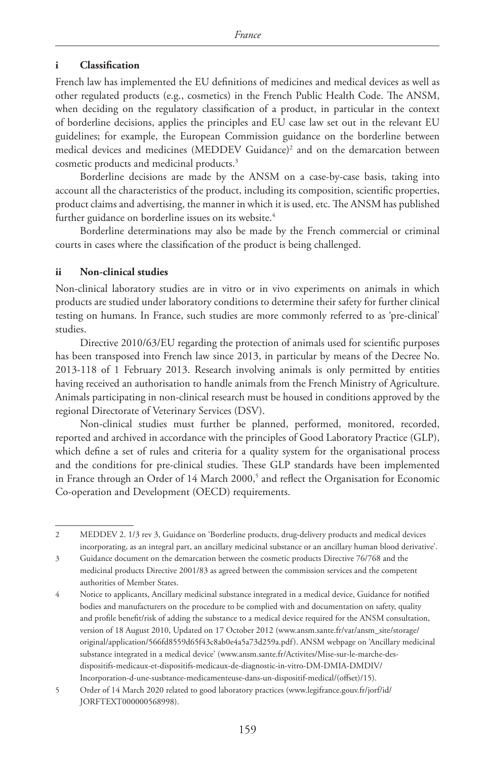### i Classification

French law has implemented the EU definitions of medicines and medical devices as well as other regulated products (e.g., cosmetics) in the French Public Health Code. The ANSM, when deciding on the regulatory classification of a product, in particular in the context of borderline decisions, applies the principles and EU case law set out in the relevant EU guidelines; for example, the European Commission guidance on the borderline between medical devices and medicines (MEDDEV Guidance)[2] and on the demarcation between cosmetic products and medicinal products.[3]

Borderline decisions are made by the ANSM on a case-by-case basis, taking into account all the characteristics of the product, including its composition, scientific properties, product claims and advertising, the manner in which it is used, etc. The ANSM has published further guidance on borderline issues on its website.[4]

Borderline determinations may also be made by the French commercial or criminal courts in cases where the classification of the product is being challenged.

### ii Non-clinical studies

Non-clinical laboratory studies are in vitro or in vivo experiments on animals in which products are studied under laboratory conditions to determine their safety for further clinical testing on humans. In France, such studies are more commonly referred to as 'pre-clinical' studies.

Directive 2010/63/EU regarding the protection of animals used for scientific purposes has been transposed into French law since 2013, in particular by means of the Decree No. 2013-118 of 1 February 2013. Research involving animals is only permitted by entities having received an authorisation to handle animals from the French Ministry of Agriculture. Animals participating in non-clinical research must be housed in conditions approved by the regional Directorate of Veterinary Services (DSV).

Non-clinical studies must further be planned, performed, monitored, recorded, reported and archived in accordance with the principles of Good Laboratory Practice (GLP), which define a set of rules and criteria for a quality system for the organisational process and the conditions for pre-clinical studies. These GLP standards have been implemented in France through an Order of 14 March 2000,[5] and reflect the Organisation for Economic Co-operation and Development (OECD) requirements.

---

2 MEDDEV 2. 1/3 rev 3, Guidance on 'Borderline products, drug-delivery products and medical devices incorporating, as an integral part, an ancillary medicinal substance or an ancillary human blood derivative'.

3 Guidance document on the demarcation between the cosmetic products Directive 76/768 and the medicinal products Directive 2001/83 as agreed between the commission services and the competent authorities of Member States.

4 Notice to applicants, Ancillary medicinal substance integrated in a medical device, Guidance for notified bodies and manufacturers on the procedure to be complied with and documentation on safety, quality and profile benefit/risk of adding the substance to a medical device required for the ANSM consultation, version of 18 August 2010, Updated on 17 October 2012 (www.ansm.sante.fr/var/ansm_site/storage/original/application/566fd8559d65f43c8ab0e4a5a73d259a.pdf). ANSM webpage on 'Ancillary medicinal substance integrated in a medical device' (www.ansm.sante.fr/Activites/Mise-sur-le-marche-des-dispositifs-medicaux-et-dispositifs-medicaux-de-diagnostic-in-vitro-DM-DMIA-DMDIV/Incorporation-d-une-susbtance-medicamenteuse-dans-un-dispositif-medical/(offset)/15).

5 Order of 14 March 2020 related to good laboratory practices (www.legifrance.gouv.fr/jorf/id/JORFTEXT000000568998).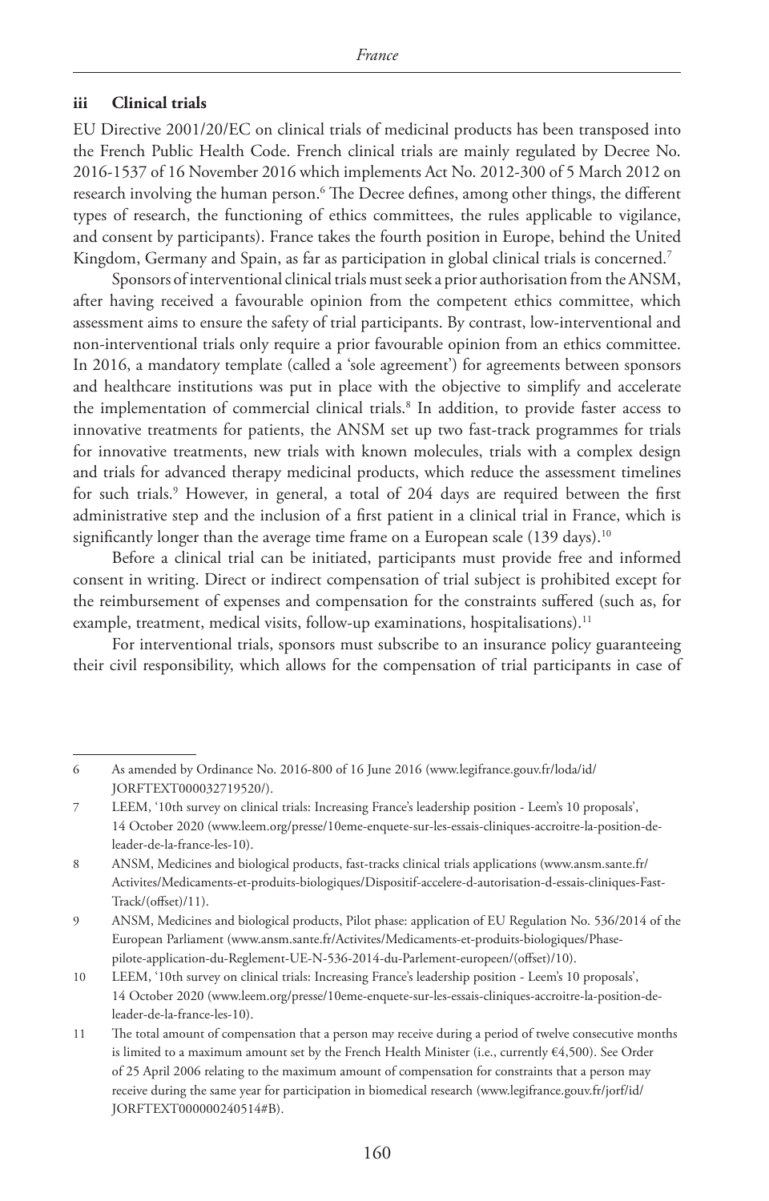### iii Clinical trials

EU Directive 2001/20/EC on clinical trials of medicinal products has been transposed into the French Public Health Code. French clinical trials are mainly regulated by Decree No. 2016-1537 of 16 November 2016 which implements Act No. 2012-300 of 5 March 2012 on research involving the human person.[6] The Decree defines, among other things, the different types of research, the functioning of ethics committees, the rules applicable to vigilance, and consent by participants). France takes the fourth position in Europe, behind the United Kingdom, Germany and Spain, as far as participation in global clinical trials is concerned.[7]

Sponsors of interventional clinical trials must seek a prior authorisation from the ANSM, after having received a favourable opinion from the competent ethics committee, which assessment aims to ensure the safety of trial participants. By contrast, low-interventional and non-interventional trials only require a prior favourable opinion from an ethics committee. In 2016, a mandatory template (called a 'sole agreement') for agreements between sponsors and healthcare institutions was put in place with the objective to simplify and accelerate the implementation of commercial clinical trials.[8] In addition, to provide faster access to innovative treatments for patients, the ANSM set up two fast-track programmes for trials for innovative treatments, new trials with known molecules, trials with a complex design and trials for advanced therapy medicinal products, which reduce the assessment timelines for such trials.[9] However, in general, a total of 204 days are required between the first administrative step and the inclusion of a first patient in a clinical trial in France, which is significantly longer than the average time frame on a European scale (139 days).[10]

Before a clinical trial can be initiated, participants must provide free and informed consent in writing. Direct or indirect compensation of trial subject is prohibited except for the reimbursement of expenses and compensation for the constraints suffered (such as, for example, treatment, medical visits, follow-up examinations, hospitalisations).[11]

For interventional trials, sponsors must subscribe to an insurance policy guaranteeing their civil responsibility, which allows for the compensation of trial participants in case of

---

6 As amended by Ordinance No. 2016-800 of 16 June 2016 (www.legifrance.gouv.fr/loda/id/JORFTEXT000032719520/).

7 LEEM, '10th survey on clinical trials: Increasing France's leadership position - Leem's 10 proposals', 14 October 2020 (www.leem.org/presse/10eme-enquete-sur-les-essais-cliniques-accroitre-la-position-de-leader-de-la-france-les-10).

8 ANSM, Medicines and biological products, fast-tracks clinical trials applications (www.ansm.sante.fr/Activites/Medicaments-et-produits-biologiques/Dispositif-accelere-d-autorisation-d-essais-cliniques-Fast-Track/(offset)/11).

9 ANSM, Medicines and biological products, Pilot phase: application of EU Regulation No. 536/2014 of the European Parliament (www.ansm.sante.fr/Activites/Medicaments-et-produits-biologiques/Phase-pilote-application-du-Reglement-UE-N-536-2014-du-Parlement-europeen/(offset)/10).

10 LEEM, '10th survey on clinical trials: Increasing France's leadership position - Leem's 10 proposals', 14 October 2020 (www.leem.org/presse/10eme-enquete-sur-les-essais-cliniques-accroitre-la-position-de-leader-de-la-france-les-10).

11 The total amount of compensation that a person may receive during a period of twelve consecutive months is limited to a maximum amount set by the French Health Minister (i.e., currently €4,500). See Order of 25 April 2006 relating to the maximum amount of compensation for constraints that a person may receive during the same year for participation in biomedical research (www.legifrance.gouv.fr/jorf/id/JORFTEXT000000240514#B).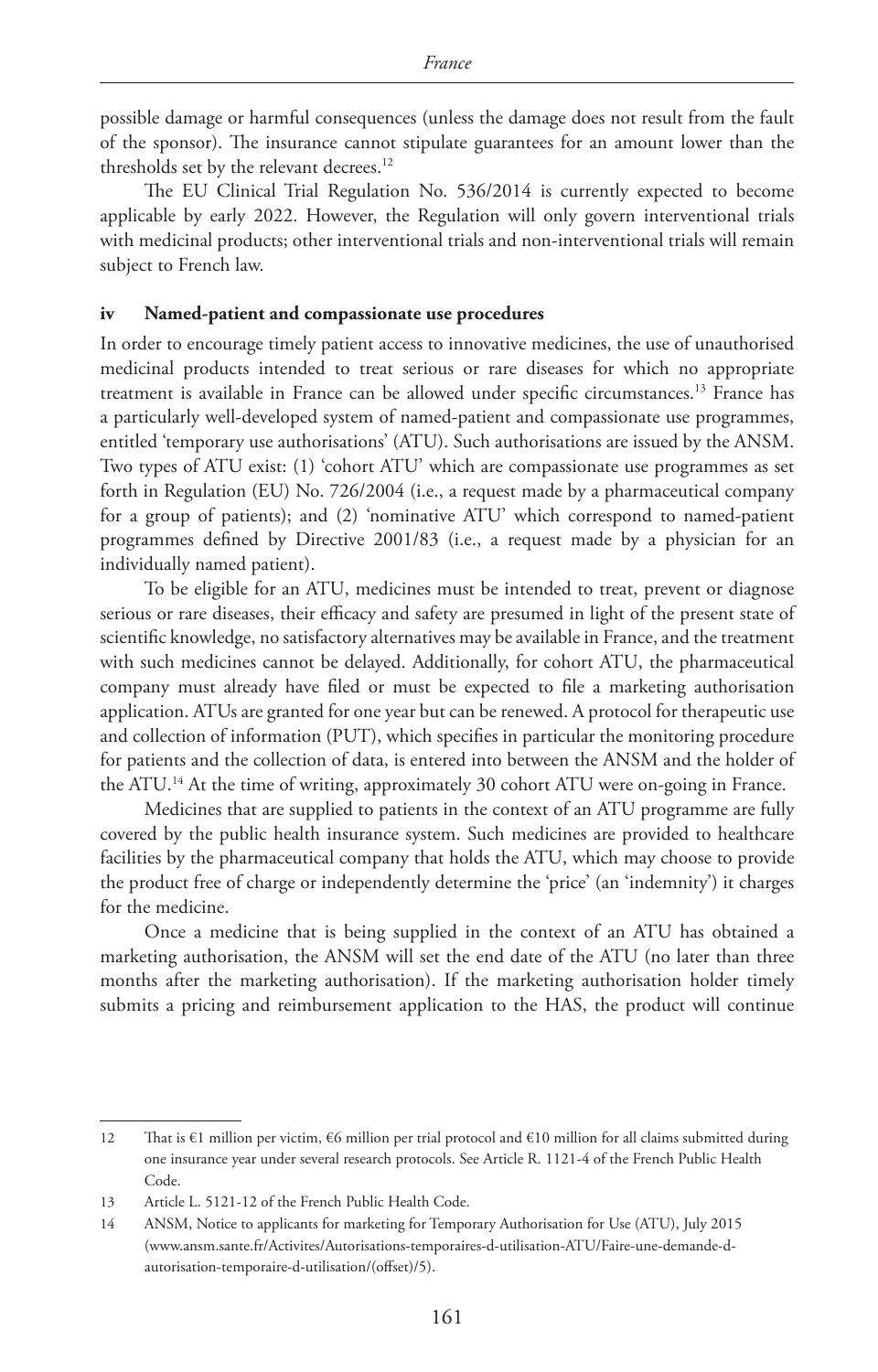possible damage or harmful consequences (unless the damage does not result from the fault of the sponsor). The insurance cannot stipulate guarantees for an amount lower than the thresholds set by the relevant decrees.[12]

The EU Clinical Trial Regulation No. 536/2014 is currently expected to become applicable by early 2022. However, the Regulation will only govern interventional trials with medicinal products; other interventional trials and non-interventional trials will remain subject to French law.

### iv Named-patient and compassionate use procedures

In order to encourage timely patient access to innovative medicines, the use of unauthorised medicinal products intended to treat serious or rare diseases for which no appropriate treatment is available in France can be allowed under specific circumstances.[13] France has a particularly well-developed system of named-patient and compassionate use programmes, entitled 'temporary use authorisations' (ATU). Such authorisations are issued by the ANSM. Two types of ATU exist: (1) 'cohort ATU' which are compassionate use programmes as set forth in Regulation (EU) No. 726/2004 (i.e., a request made by a pharmaceutical company for a group of patients); and (2) 'nominative ATU' which correspond to named-patient programmes defined by Directive 2001/83 (i.e., a request made by a physician for an individually named patient).

To be eligible for an ATU, medicines must be intended to treat, prevent or diagnose serious or rare diseases, their efficacy and safety are presumed in light of the present state of scientific knowledge, no satisfactory alternatives may be available in France, and the treatment with such medicines cannot be delayed. Additionally, for cohort ATU, the pharmaceutical company must already have filed or must be expected to file a marketing authorisation application. ATUs are granted for one year but can be renewed. A protocol for therapeutic use and collection of information (PUT), which specifies in particular the monitoring procedure for patients and the collection of data, is entered into between the ANSM and the holder of the ATU.[14] At the time of writing, approximately 30 cohort ATU were on-going in France.

Medicines that are supplied to patients in the context of an ATU programme are fully covered by the public health insurance system. Such medicines are provided to healthcare facilities by the pharmaceutical company that holds the ATU, which may choose to provide the product free of charge or independently determine the 'price' (an 'indemnity') it charges for the medicine.

Once a medicine that is being supplied in the context of an ATU has obtained a marketing authorisation, the ANSM will set the end date of the ATU (no later than three months after the marketing authorisation). If the marketing authorisation holder timely submits a pricing and reimbursement application to the HAS, the product will continue

---

12 That is €1 million per victim, €6 million per trial protocol and €10 million for all claims submitted during one insurance year under several research protocols. See Article R. 1121-4 of the French Public Health Code.

13 Article L. 5121-12 of the French Public Health Code.

14 ANSM, Notice to applicants for marketing for Temporary Authorisation for Use (ATU), July 2015 (www.ansm.sante.fr/Activites/Autorisations-temporaires-d-utilisation-ATU/Faire-une-demande-d-autorisation-temporaire-d-utilisation/(offset)/5).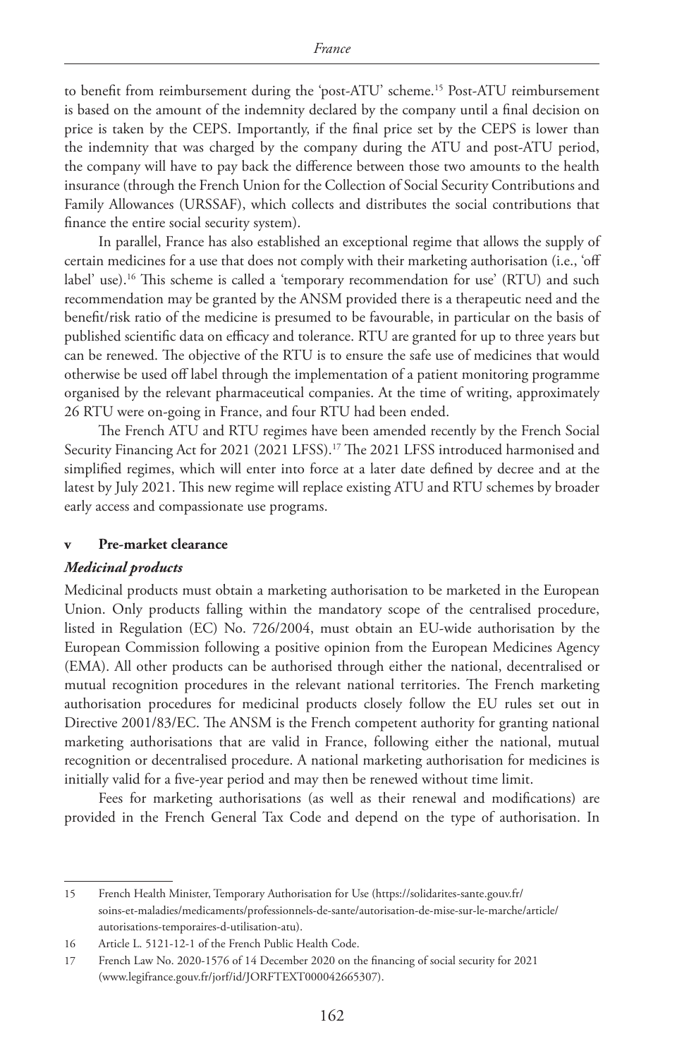to benefit from reimbursement during the 'post-ATU' scheme.[15] Post-ATU reimbursement is based on the amount of the indemnity declared by the company until a final decision on price is taken by the CEPS. Importantly, if the final price set by the CEPS is lower than the indemnity that was charged by the company during the ATU and post-ATU period, the company will have to pay back the difference between those two amounts to the health insurance (through the French Union for the Collection of Social Security Contributions and Family Allowances (URSSAF), which collects and distributes the social contributions that finance the entire social security system).

In parallel, France has also established an exceptional regime that allows the supply of certain medicines for a use that does not comply with their marketing authorisation (i.e., 'off label' use).[16] This scheme is called a 'temporary recommendation for use' (RTU) and such recommendation may be granted by the ANSM provided there is a therapeutic need and the benefit/risk ratio of the medicine is presumed to be favourable, in particular on the basis of published scientific data on efficacy and tolerance. RTU are granted for up to three years but can be renewed. The objective of the RTU is to ensure the safe use of medicines that would otherwise be used off label through the implementation of a patient monitoring programme organised by the relevant pharmaceutical companies. At the time of writing, approximately 26 RTU were on-going in France, and four RTU had been ended.

The French ATU and RTU regimes have been amended recently by the French Social Security Financing Act for 2021 (2021 LFSS).[17] The 2021 LFSS introduced harmonised and simplified regimes, which will enter into force at a later date defined by decree and at the latest by July 2021. This new regime will replace existing ATU and RTU schemes by broader early access and compassionate use programs.

### v Pre-market clearance

#### *Medicinal products*

Medicinal products must obtain a marketing authorisation to be marketed in the European Union. Only products falling within the mandatory scope of the centralised procedure, listed in Regulation (EC) No. 726/2004, must obtain an EU-wide authorisation by the European Commission following a positive opinion from the European Medicines Agency (EMA). All other products can be authorised through either the national, decentralised or mutual recognition procedures in the relevant national territories. The French marketing authorisation procedures for medicinal products closely follow the EU rules set out in Directive 2001/83/EC. The ANSM is the French competent authority for granting national marketing authorisations that are valid in France, following either the national, mutual recognition or decentralised procedure. A national marketing authorisation for medicines is initially valid for a five-year period and may then be renewed without time limit.

Fees for marketing authorisations (as well as their renewal and modifications) are provided in the French General Tax Code and depend on the type of authorisation. In

---

15 French Health Minister, Temporary Authorisation for Use (https://solidarites-sante.gouv.fr/soins-et-maladies/medicaments/professionnels-de-sante/autorisation-de-mise-sur-le-marche/article/autorisations-temporaires-d-utilisation-atu).

16 Article L. 5121-12-1 of the French Public Health Code.

17 French Law No. 2020-1576 of 14 December 2020 on the financing of social security for 2021 (www.legifrance.gouv.fr/jorf/id/JORFTEXT000042665307).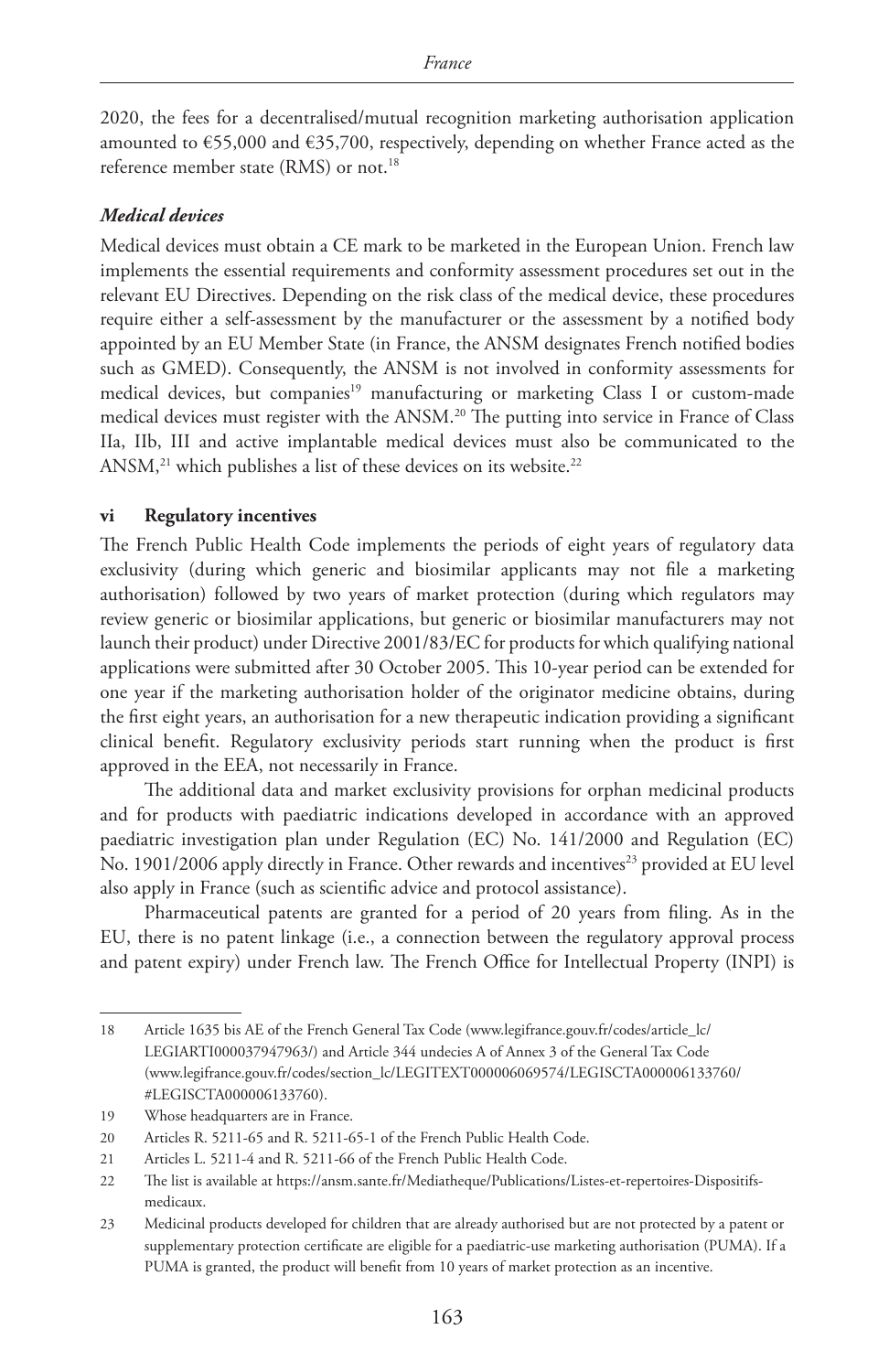2020, the fees for a decentralised/mutual recognition marketing authorisation application amounted to €55,000 and €35,700, respectively, depending on whether France acted as the reference member state (RMS) or not.[18]

***Medical devices***

Medical devices must obtain a CE mark to be marketed in the European Union. French law implements the essential requirements and conformity assessment procedures set out in the relevant EU Directives. Depending on the risk class of the medical device, these procedures require either a self-assessment by the manufacturer or the assessment by a notified body appointed by an EU Member State (in France, the ANSM designates French notified bodies such as GMED). Consequently, the ANSM is not involved in conformity assessments for medical devices, but companies[19] manufacturing or marketing Class I or custom-made medical devices must register with the ANSM.[20] The putting into service in France of Class IIa, IIb, III and active implantable medical devices must also be communicated to the ANSM,[21] which publishes a list of these devices on its website.[22]

**vi Regulatory incentives**

The French Public Health Code implements the periods of eight years of regulatory data exclusivity (during which generic and biosimilar applicants may not file a marketing authorisation) followed by two years of market protection (during which regulators may review generic or biosimilar applications, but generic or biosimilar manufacturers may not launch their product) under Directive 2001/83/EC for products for which qualifying national applications were submitted after 30 October 2005. This 10-year period can be extended for one year if the marketing authorisation holder of the originator medicine obtains, during the first eight years, an authorisation for a new therapeutic indication providing a significant clinical benefit. Regulatory exclusivity periods start running when the product is first approved in the EEA, not necessarily in France.

The additional data and market exclusivity provisions for orphan medicinal products and for products with paediatric indications developed in accordance with an approved paediatric investigation plan under Regulation (EC) No. 141/2000 and Regulation (EC) No. 1901/2006 apply directly in France. Other rewards and incentives[23] provided at EU level also apply in France (such as scientific advice and protocol assistance).

Pharmaceutical patents are granted for a period of 20 years from filing. As in the EU, there is no patent linkage (i.e., a connection between the regulatory approval process and patent expiry) under French law. The French Office for Intellectual Property (INPI) is

---

18 Article 1635 bis AE of the French General Tax Code (www.legifrance.gouv.fr/codes/article_lc/LEGIARTI000037947963/) and Article 344 undecies A of Annex 3 of the General Tax Code (www.legifrance.gouv.fr/codes/section_lc/LEGITEXT000006069574/LEGISCTA000006133760/#LEGISCTA000006133760).

19 Whose headquarters are in France.

20 Articles R. 5211-65 and R. 5211-65-1 of the French Public Health Code.

21 Articles L. 5211-4 and R. 5211-66 of the French Public Health Code.

22 The list is available at https://ansm.sante.fr/Mediatheque/Publications/Listes-et-repertoires-Dispositifs-medicaux.

23 Medicinal products developed for children that are already authorised but are not protected by a patent or supplementary protection certificate are eligible for a paediatric-use marketing authorisation (PUMA). If a PUMA is granted, the product will benefit from 10 years of market protection as an incentive.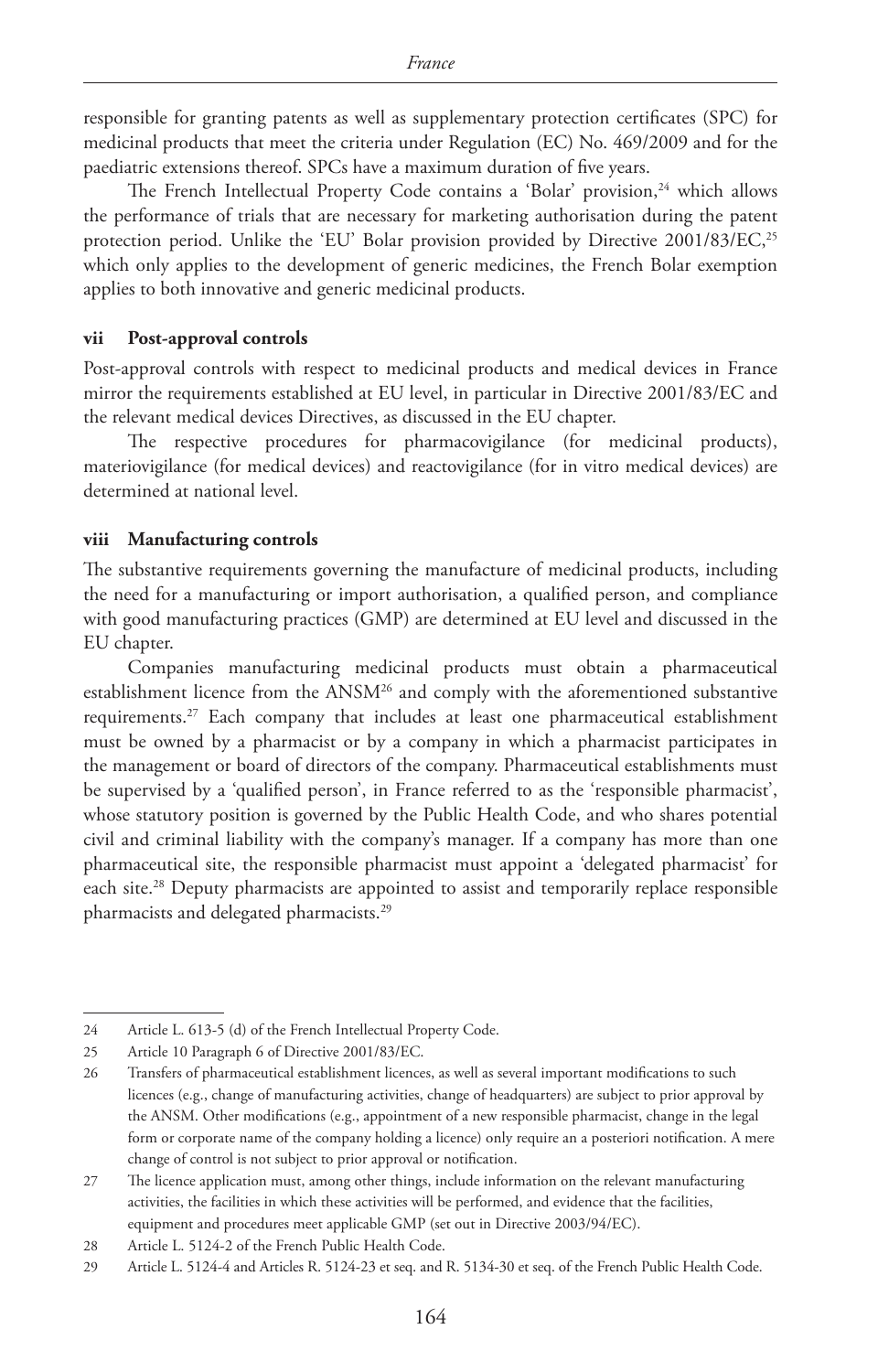responsible for granting patents as well as supplementary protection certificates (SPC) for medicinal products that meet the criteria under Regulation (EC) No. 469/2009 and for the paediatric extensions thereof. SPCs have a maximum duration of five years.

The French Intellectual Property Code contains a 'Bolar' provision,[24] which allows the performance of trials that are necessary for marketing authorisation during the patent protection period. Unlike the 'EU' Bolar provision provided by Directive 2001/83/EC,[25] which only applies to the development of generic medicines, the French Bolar exemption applies to both innovative and generic medicinal products.

### vii Post-approval controls

Post-approval controls with respect to medicinal products and medical devices in France mirror the requirements established at EU level, in particular in Directive 2001/83/EC and the relevant medical devices Directives, as discussed in the EU chapter.

The respective procedures for pharmacovigilance (for medicinal products), materiovigilance (for medical devices) and reactovigilance (for in vitro medical devices) are determined at national level.

### viii Manufacturing controls

The substantive requirements governing the manufacture of medicinal products, including the need for a manufacturing or import authorisation, a qualified person, and compliance with good manufacturing practices (GMP) are determined at EU level and discussed in the EU chapter.

Companies manufacturing medicinal products must obtain a pharmaceutical establishment licence from the ANSM[26] and comply with the aforementioned substantive requirements.[27] Each company that includes at least one pharmaceutical establishment must be owned by a pharmacist or by a company in which a pharmacist participates in the management or board of directors of the company. Pharmaceutical establishments must be supervised by a 'qualified person', in France referred to as the 'responsible pharmacist', whose statutory position is governed by the Public Health Code, and who shares potential civil and criminal liability with the company's manager. If a company has more than one pharmaceutical site, the responsible pharmacist must appoint a 'delegated pharmacist' for each site.[28] Deputy pharmacists are appointed to assist and temporarily replace responsible pharmacists and delegated pharmacists.[29]

---

24 Article L. 613-5 (d) of the French Intellectual Property Code.

25 Article 10 Paragraph 6 of Directive 2001/83/EC.

26 Transfers of pharmaceutical establishment licences, as well as several important modifications to such licences (e.g., change of manufacturing activities, change of headquarters) are subject to prior approval by the ANSM. Other modifications (e.g., appointment of a new responsible pharmacist, change in the legal form or corporate name of the company holding a licence) only require an a posteriori notification. A mere change of control is not subject to prior approval or notification.

27 The licence application must, among other things, include information on the relevant manufacturing activities, the facilities in which these activities will be performed, and evidence that the facilities, equipment and procedures meet applicable GMP (set out in Directive 2003/94/EC).

28 Article L. 5124-2 of the French Public Health Code.

29 Article L. 5124-4 and Articles R. 5124-23 et seq. and R. 5134-30 et seq. of the French Public Health Code.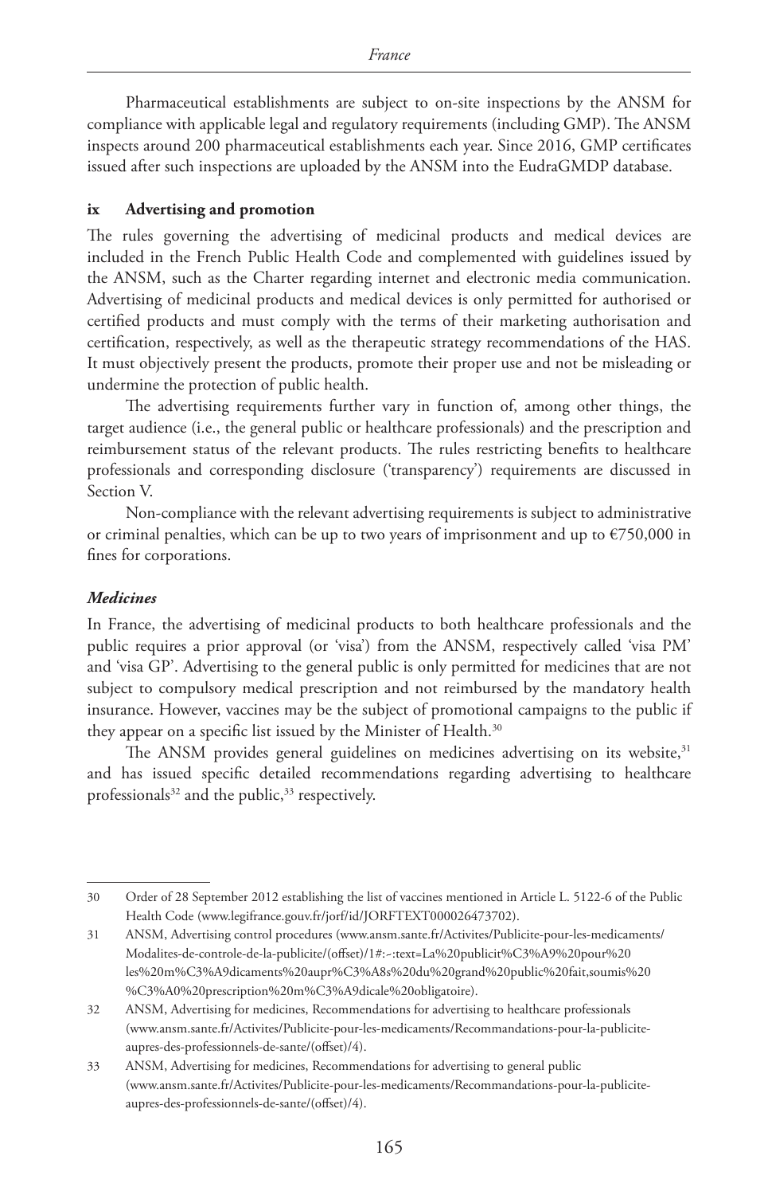Pharmaceutical establishments are subject to on-site inspections by the ANSM for compliance with applicable legal and regulatory requirements (including GMP). The ANSM inspects around 200 pharmaceutical establishments each year. Since 2016, GMP certificates issued after such inspections are uploaded by the ANSM into the EudraGMDP database.

### ix Advertising and promotion

The rules governing the advertising of medicinal products and medical devices are included in the French Public Health Code and complemented with guidelines issued by the ANSM, such as the Charter regarding internet and electronic media communication. Advertising of medicinal products and medical devices is only permitted for authorised or certified products and must comply with the terms of their marketing authorisation and certification, respectively, as well as the therapeutic strategy recommendations of the HAS. It must objectively present the products, promote their proper use and not be misleading or undermine the protection of public health.

The advertising requirements further vary in function of, among other things, the target audience (i.e., the general public or healthcare professionals) and the prescription and reimbursement status of the relevant products. The rules restricting benefits to healthcare professionals and corresponding disclosure ('transparency') requirements are discussed in Section V.

Non-compliance with the relevant advertising requirements is subject to administrative or criminal penalties, which can be up to two years of imprisonment and up to €750,000 in fines for corporations.

#### *Medicines*

In France, the advertising of medicinal products to both healthcare professionals and the public requires a prior approval (or 'visa') from the ANSM, respectively called 'visa PM' and 'visa GP'. Advertising to the general public is only permitted for medicines that are not subject to compulsory medical prescription and not reimbursed by the mandatory health insurance. However, vaccines may be the subject of promotional campaigns to the public if they appear on a specific list issued by the Minister of Health.[30]

The ANSM provides general guidelines on medicines advertising on its website,[31] and has issued specific detailed recommendations regarding advertising to healthcare professionals[32] and the public,[33] respectively.

---

30 Order of 28 September 2012 establishing the list of vaccines mentioned in Article L. 5122-6 of the Public Health Code (www.legifrance.gouv.fr/jorf/id/JORFTEXT000026473702).

31 ANSM, Advertising control procedures (www.ansm.sante.fr/Activites/Publicite-pour-les-medicaments/Modalites-de-controle-de-la-publicite/(offset)/1#:~:text=La%20publicit%C3%A9%20pour%20les%20m%C3%A9dicaments%20aupr%C3%A8s%20du%20grand%20public%20fait,soumis%20%C3%A0%20prescription%20m%C3%A9dicale%20obligatoire).

32 ANSM, Advertising for medicines, Recommendations for advertising to healthcare professionals (www.ansm.sante.fr/Activites/Publicite-pour-les-medicaments/Recommandations-pour-la-publicite-aupres-des-professionnels-de-sante/(offset)/4).

33 ANSM, Advertising for medicines, Recommendations for advertising to general public (www.ansm.sante.fr/Activites/Publicite-pour-les-medicaments/Recommandations-pour-la-publicite-aupres-des-professionnels-de-sante/(offset)/4).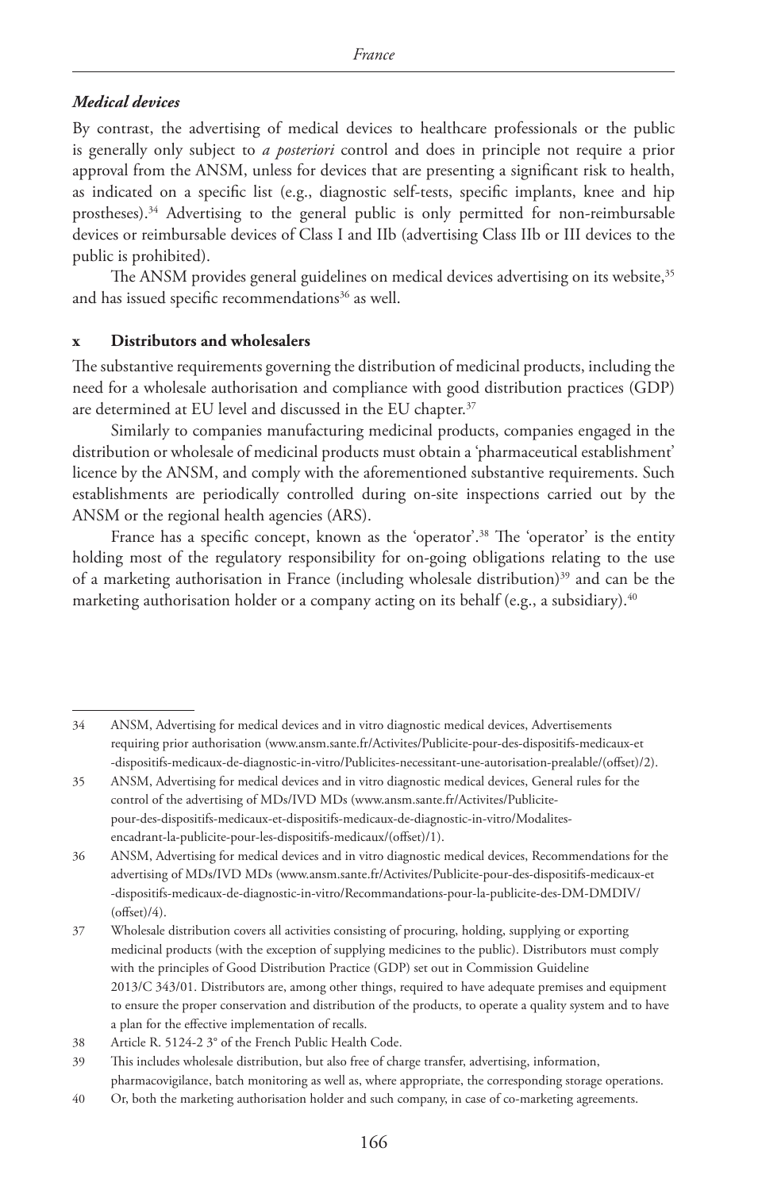### *Medical devices*

By contrast, the advertising of medical devices to healthcare professionals or the public is generally only subject to *a posteriori* control and does in principle not require a prior approval from the ANSM, unless for devices that are presenting a significant risk to health, as indicated on a specific list (e.g., diagnostic self-tests, specific implants, knee and hip prostheses).[34] Advertising to the general public is only permitted for non-reimbursable devices or reimbursable devices of Class I and IIb (advertising Class IIb or III devices to the public is prohibited).

The ANSM provides general guidelines on medical devices advertising on its website,[35] and has issued specific recommendations[36] as well.

## x Distributors and wholesalers

The substantive requirements governing the distribution of medicinal products, including the need for a wholesale authorisation and compliance with good distribution practices (GDP) are determined at EU level and discussed in the EU chapter.[37]

Similarly to companies manufacturing medicinal products, companies engaged in the distribution or wholesale of medicinal products must obtain a 'pharmaceutical establishment' licence by the ANSM, and comply with the aforementioned substantive requirements. Such establishments are periodically controlled during on-site inspections carried out by the ANSM or the regional health agencies (ARS).

France has a specific concept, known as the 'operator'.[38] The 'operator' is the entity holding most of the regulatory responsibility for on-going obligations relating to the use of a marketing authorisation in France (including wholesale distribution)[39] and can be the marketing authorisation holder or a company acting on its behalf (e.g., a subsidiary).[40]

---

34 ANSM, Advertising for medical devices and in vitro diagnostic medical devices, Advertisements requiring prior authorisation (www.ansm.sante.fr/Activites/Publicite-pour-des-dispositifs-medicaux-et-dispositifs-medicaux-de-diagnostic-in-vitro/Publicites-necessitant-une-autorisation-prealable/(offset)/2).

35 ANSM, Advertising for medical devices and in vitro diagnostic medical devices, General rules for the control of the advertising of MDs/IVD MDs (www.ansm.sante.fr/Activites/Publicite-pour-des-dispositifs-medicaux-et-dispositifs-medicaux-de-diagnostic-in-vitro/Modalites-encadrant-la-publicite-pour-les-dispositifs-medicaux/(offset)/1).

36 ANSM, Advertising for medical devices and in vitro diagnostic medical devices, Recommendations for the advertising of MDs/IVD MDs (www.ansm.sante.fr/Activites/Publicite-pour-des-dispositifs-medicaux-et-dispositifs-medicaux-de-diagnostic-in-vitro/Recommandations-pour-la-publicite-des-DM-DMDIV/(offset)/4).

37 Wholesale distribution covers all activities consisting of procuring, holding, supplying or exporting medicinal products (with the exception of supplying medicines to the public). Distributors must comply with the principles of Good Distribution Practice (GDP) set out in Commission Guideline 2013/C 343/01. Distributors are, among other things, required to have adequate premises and equipment to ensure the proper conservation and distribution of the products, to operate a quality system and to have a plan for the effective implementation of recalls.

38 Article R. 5124-2 3° of the French Public Health Code.

39 This includes wholesale distribution, but also free of charge transfer, advertising, information, pharmacovigilance, batch monitoring as well as, where appropriate, the corresponding storage operations.

40 Or, both the marketing authorisation holder and such company, in case of co-marketing agreements.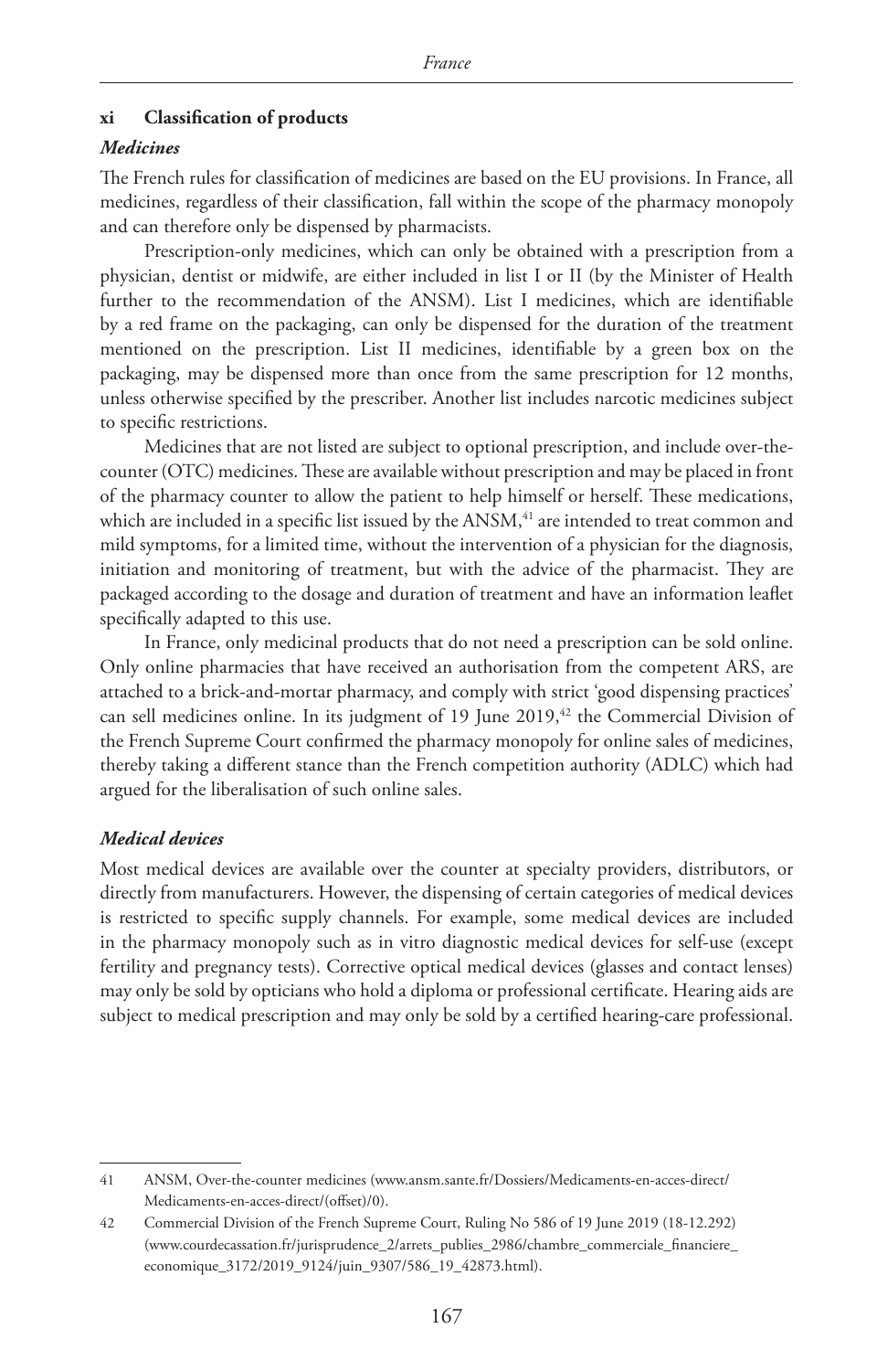### xi Classification of products

#### *Medicines*

The French rules for classification of medicines are based on the EU provisions. In France, all medicines, regardless of their classification, fall within the scope of the pharmacy monopoly and can therefore only be dispensed by pharmacists.

Prescription-only medicines, which can only be obtained with a prescription from a physician, dentist or midwife, are either included in list I or II (by the Minister of Health further to the recommendation of the ANSM). List I medicines, which are identifiable by a red frame on the packaging, can only be dispensed for the duration of the treatment mentioned on the prescription. List II medicines, identifiable by a green box on the packaging, may be dispensed more than once from the same prescription for 12 months, unless otherwise specified by the prescriber. Another list includes narcotic medicines subject to specific restrictions.

Medicines that are not listed are subject to optional prescription, and include over-the-counter (OTC) medicines. These are available without prescription and may be placed in front of the pharmacy counter to allow the patient to help himself or herself. These medications, which are included in a specific list issued by the ANSM,[41] are intended to treat common and mild symptoms, for a limited time, without the intervention of a physician for the diagnosis, initiation and monitoring of treatment, but with the advice of the pharmacist. They are packaged according to the dosage and duration of treatment and have an information leaflet specifically adapted to this use.

In France, only medicinal products that do not need a prescription can be sold online. Only online pharmacies that have received an authorisation from the competent ARS, are attached to a brick-and-mortar pharmacy, and comply with strict 'good dispensing practices' can sell medicines online. In its judgment of 19 June 2019,[42] the Commercial Division of the French Supreme Court confirmed the pharmacy monopoly for online sales of medicines, thereby taking a different stance than the French competition authority (ADLC) which had argued for the liberalisation of such online sales.

#### *Medical devices*

Most medical devices are available over the counter at specialty providers, distributors, or directly from manufacturers. However, the dispensing of certain categories of medical devices is restricted to specific supply channels. For example, some medical devices are included in the pharmacy monopoly such as in vitro diagnostic medical devices for self-use (except fertility and pregnancy tests). Corrective optical medical devices (glasses and contact lenses) may only be sold by opticians who hold a diploma or professional certificate. Hearing aids are subject to medical prescription and may only be sold by a certified hearing-care professional.

---

41 ANSM, Over-the-counter medicines (www.ansm.sante.fr/Dossiers/Medicaments-en-acces-direct/Medicaments-en-acces-direct/(offset)/0).

42 Commercial Division of the French Supreme Court, Ruling No 586 of 19 June 2019 (18-12.292) (www.courdecassation.fr/jurisprudence_2/arrets_publies_2986/chambre_commerciale_financiere_economique_3172/2019_9124/juin_9307/586_19_42873.html).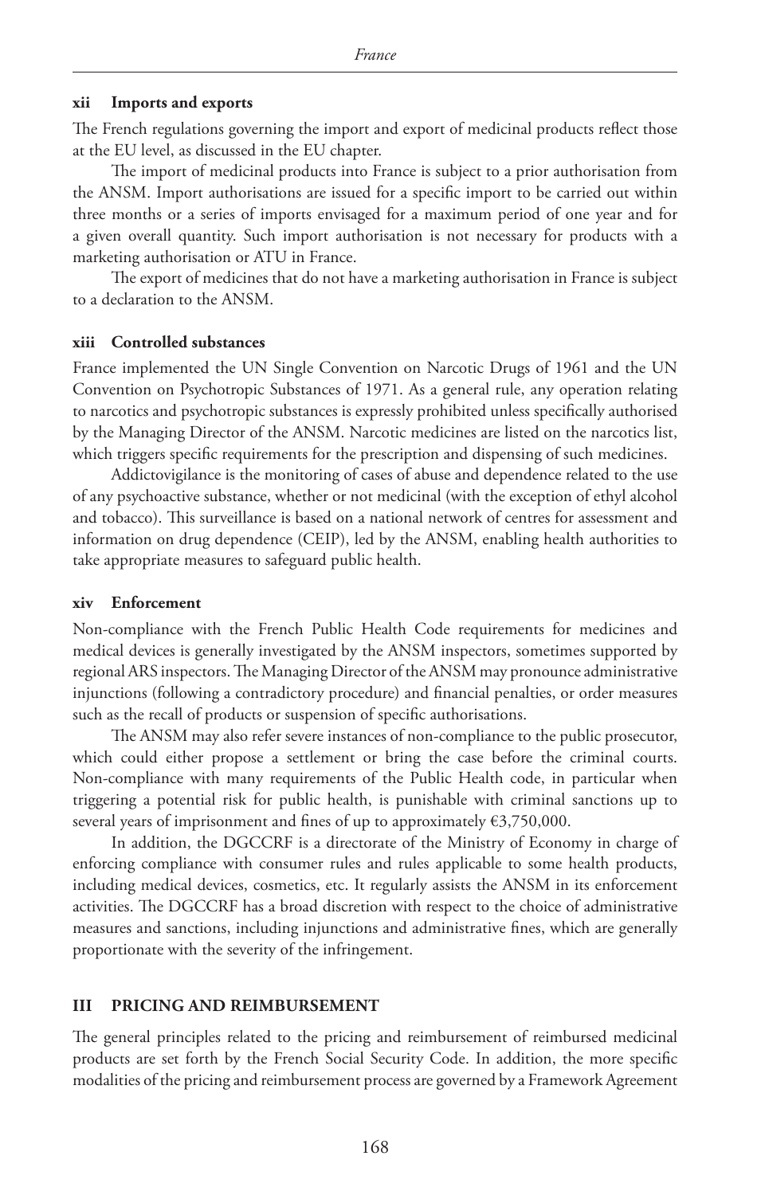#### xii Imports and exports

The French regulations governing the import and export of medicinal products reflect those at the EU level, as discussed in the EU chapter.

The import of medicinal products into France is subject to a prior authorisation from the ANSM. Import authorisations are issued for a specific import to be carried out within three months or a series of imports envisaged for a maximum period of one year and for a given overall quantity. Such import authorisation is not necessary for products with a marketing authorisation or ATU in France.

The export of medicines that do not have a marketing authorisation in France is subject to a declaration to the ANSM.

#### xiii Controlled substances

France implemented the UN Single Convention on Narcotic Drugs of 1961 and the UN Convention on Psychotropic Substances of 1971. As a general rule, any operation relating to narcotics and psychotropic substances is expressly prohibited unless specifically authorised by the Managing Director of the ANSM. Narcotic medicines are listed on the narcotics list, which triggers specific requirements for the prescription and dispensing of such medicines.

Addictovigilance is the monitoring of cases of abuse and dependence related to the use of any psychoactive substance, whether or not medicinal (with the exception of ethyl alcohol and tobacco). This surveillance is based on a national network of centres for assessment and information on drug dependence (CEIP), led by the ANSM, enabling health authorities to take appropriate measures to safeguard public health.

#### xiv Enforcement

Non-compliance with the French Public Health Code requirements for medicines and medical devices is generally investigated by the ANSM inspectors, sometimes supported by regional ARS inspectors. The Managing Director of the ANSM may pronounce administrative injunctions (following a contradictory procedure) and financial penalties, or order measures such as the recall of products or suspension of specific authorisations.

The ANSM may also refer severe instances of non-compliance to the public prosecutor, which could either propose a settlement or bring the case before the criminal courts. Non-compliance with many requirements of the Public Health code, in particular when triggering a potential risk for public health, is punishable with criminal sanctions up to several years of imprisonment and fines of up to approximately €3,750,000.

In addition, the DGCCRF is a directorate of the Ministry of Economy in charge of enforcing compliance with consumer rules and rules applicable to some health products, including medical devices, cosmetics, etc. It regularly assists the ANSM in its enforcement activities. The DGCCRF has a broad discretion with respect to the choice of administrative measures and sanctions, including injunctions and administrative fines, which are generally proportionate with the severity of the infringement.

## III PRICING AND REIMBURSEMENT

The general principles related to the pricing and reimbursement of reimbursed medicinal products are set forth by the French Social Security Code. In addition, the more specific modalities of the pricing and reimbursement process are governed by a Framework Agreement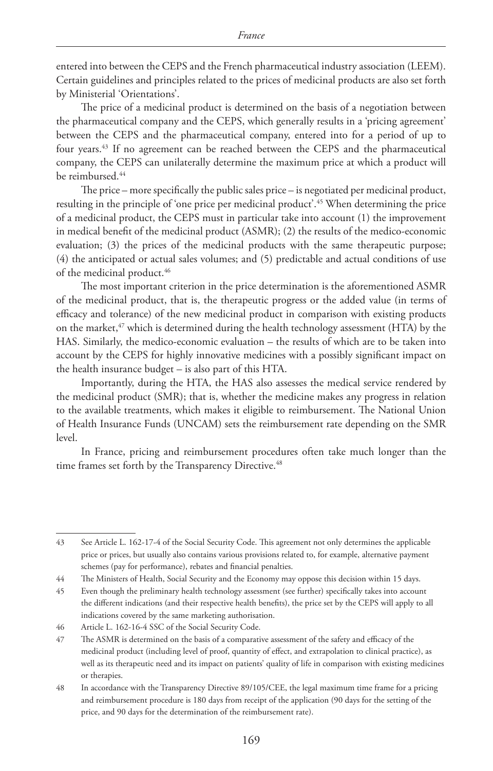entered into between the CEPS and the French pharmaceutical industry association (LEEM). Certain guidelines and principles related to the prices of medicinal products are also set forth by Ministerial 'Orientations'.

The price of a medicinal product is determined on the basis of a negotiation between the pharmaceutical company and the CEPS, which generally results in a 'pricing agreement' between the CEPS and the pharmaceutical company, entered into for a period of up to four years.[43] If no agreement can be reached between the CEPS and the pharmaceutical company, the CEPS can unilaterally determine the maximum price at which a product will be reimbursed.[44]

The price – more specifically the public sales price – is negotiated per medicinal product, resulting in the principle of 'one price per medicinal product'.[45] When determining the price of a medicinal product, the CEPS must in particular take into account (1) the improvement in medical benefit of the medicinal product (ASMR); (2) the results of the medico-economic evaluation; (3) the prices of the medicinal products with the same therapeutic purpose; (4) the anticipated or actual sales volumes; and (5) predictable and actual conditions of use of the medicinal product.[46]

The most important criterion in the price determination is the aforementioned ASMR of the medicinal product, that is, the therapeutic progress or the added value (in terms of efficacy and tolerance) of the new medicinal product in comparison with existing products on the market,[47] which is determined during the health technology assessment (HTA) by the HAS. Similarly, the medico-economic evaluation – the results of which are to be taken into account by the CEPS for highly innovative medicines with a possibly significant impact on the health insurance budget – is also part of this HTA.

Importantly, during the HTA, the HAS also assesses the medical service rendered by the medicinal product (SMR); that is, whether the medicine makes any progress in relation to the available treatments, which makes it eligible to reimbursement. The National Union of Health Insurance Funds (UNCAM) sets the reimbursement rate depending on the SMR level.

In France, pricing and reimbursement procedures often take much longer than the time frames set forth by the Transparency Directive.[48]

---

43 See Article L. 162-17-4 of the Social Security Code. This agreement not only determines the applicable price or prices, but usually also contains various provisions related to, for example, alternative payment schemes (pay for performance), rebates and financial penalties.

44 The Ministers of Health, Social Security and the Economy may oppose this decision within 15 days.

45 Even though the preliminary health technology assessment (see further) specifically takes into account the different indications (and their respective health benefits), the price set by the CEPS will apply to all indications covered by the same marketing authorisation.

46 Article L. 162-16-4 SSC of the Social Security Code.

47 The ASMR is determined on the basis of a comparative assessment of the safety and efficacy of the medicinal product (including level of proof, quantity of effect, and extrapolation to clinical practice), as well as its therapeutic need and its impact on patients' quality of life in comparison with existing medicines or therapies.

48 In accordance with the Transparency Directive 89/105/CEE, the legal maximum time frame for a pricing and reimbursement procedure is 180 days from receipt of the application (90 days for the setting of the price, and 90 days for the determination of the reimbursement rate).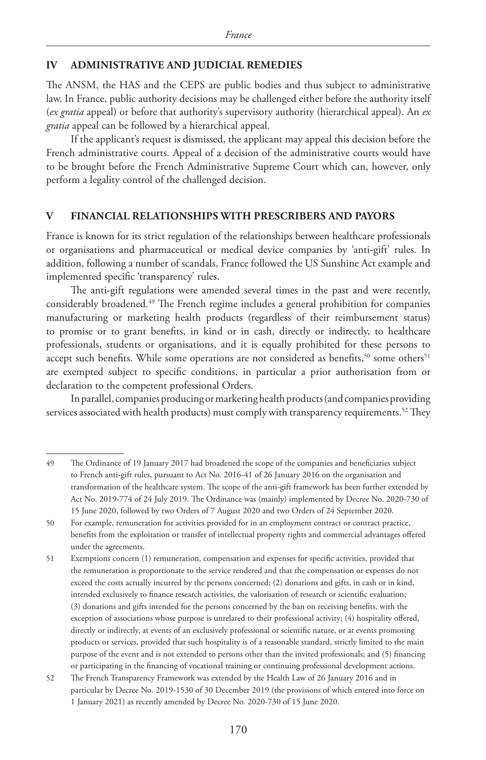## IV ADMINISTRATIVE AND JUDICIAL REMEDIES

The ANSM, the HAS and the CEPS are public bodies and thus subject to administrative law. In France, public authority decisions may be challenged either before the authority itself (*ex gratia* appeal) or before that authority's supervisory authority (hierarchical appeal). An *ex gratia* appeal can be followed by a hierarchical appeal.

If the applicant's request is dismissed, the applicant may appeal this decision before the French administrative courts. Appeal of a decision of the administrative courts would have to be brought before the French Administrative Supreme Court which can, however, only perform a legality control of the challenged decision.

## V FINANCIAL RELATIONSHIPS WITH PRESCRIBERS AND PAYORS

France is known for its strict regulation of the relationships between healthcare professionals or organisations and pharmaceutical or medical device companies by 'anti-gift' rules. In addition, following a number of scandals, France followed the US Sunshine Act example and implemented specific 'transparency' rules.

The anti-gift regulations were amended several times in the past and were recently, considerably broadened.[49] The French regime includes a general prohibition for companies manufacturing or marketing health products (regardless of their reimbursement status) to promise or to grant benefits, in kind or in cash, directly or indirectly, to healthcare professionals, students or organisations, and it is equally prohibited for these persons to accept such benefits. While some operations are not considered as benefits,[50] some others[51] are exempted subject to specific conditions, in particular a prior authorisation from or declaration to the competent professional Orders.

In parallel, companies producing or marketing health products (and companies providing services associated with health products) must comply with transparency requirements.[52] They

---

49 The Ordinance of 19 January 2017 had broadened the scope of the companies and beneficiaries subject to French anti-gift rules, pursuant to Act No. 2016-41 of 26 January 2016 on the organisation and transformation of the healthcare system. The scope of the anti-gift framework has been further extended by Act No. 2019-774 of 24 July 2019. The Ordinance was (mainly) implemented by Decree No. 2020-730 of 15 June 2020, followed by two Orders of 7 August 2020 and two Orders of 24 September 2020.

50 For example, remuneration for activities provided for in an employment contract or contract practice, benefits from the exploitation or transfer of intellectual property rights and commercial advantages offered under the agreements.

51 Exemptions concern (1) remuneration, compensation and expenses for specific activities, provided that the remuneration is proportionate to the service rendered and that the compensation or expenses do not exceed the costs actually incurred by the persons concerned; (2) donations and gifts, in cash or in kind, intended exclusively to finance research activities, the valorisation of research or scientific evaluation; (3) donations and gifts intended for the persons concerned by the ban on receiving benefits, with the exception of associations whose purpose is unrelated to their professional activity; (4) hospitality offered, directly or indirectly, at events of an exclusively professional or scientific nature, or at events promoting products or services, provided that such hospitality is of a reasonable standard, strictly limited to the main purpose of the event and is not extended to persons other than the invited professionals; and (5) financing or participating in the financing of vocational training or continuing professional development actions.

52 The French Transparency Framework was extended by the Health Law of 26 January 2016 and in particular by Decree No. 2019-1530 of 30 December 2019 (the provisions of which entered into force on 1 January 2021) as recently amended by Decree No. 2020-730 of 15 June 2020.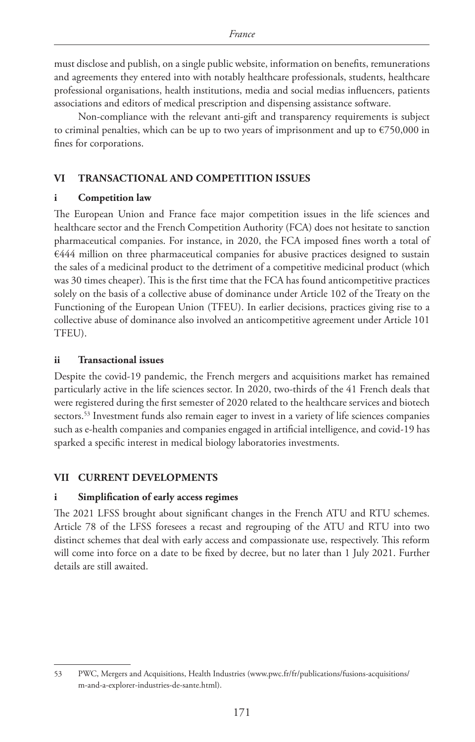must disclose and publish, on a single public website, information on benefits, remunerations and agreements they entered into with notably healthcare professionals, students, healthcare professional organisations, health institutions, media and social medias influencers, patients associations and editors of medical prescription and dispensing assistance software.

Non-compliance with the relevant anti-gift and transparency requirements is subject to criminal penalties, which can be up to two years of imprisonment and up to €750,000 in fines for corporations.

## VI TRANSACTIONAL AND COMPETITION ISSUES

### i Competition law

The European Union and France face major competition issues in the life sciences and healthcare sector and the French Competition Authority (FCA) does not hesitate to sanction pharmaceutical companies. For instance, in 2020, the FCA imposed fines worth a total of €444 million on three pharmaceutical companies for abusive practices designed to sustain the sales of a medicinal product to the detriment of a competitive medicinal product (which was 30 times cheaper). This is the first time that the FCA has found anticompetitive practices solely on the basis of a collective abuse of dominance under Article 102 of the Treaty on the Functioning of the European Union (TFEU). In earlier decisions, practices giving rise to a collective abuse of dominance also involved an anticompetitive agreement under Article 101 TFEU).

### ii Transactional issues

Despite the covid-19 pandemic, the French mergers and acquisitions market has remained particularly active in the life sciences sector. In 2020, two-thirds of the 41 French deals that were registered during the first semester of 2020 related to the healthcare services and biotech sectors.[53] Investment funds also remain eager to invest in a variety of life sciences companies such as e-health companies and companies engaged in artificial intelligence, and covid-19 has sparked a specific interest in medical biology laboratories investments.

## VII CURRENT DEVELOPMENTS

### i Simplification of early access regimes

The 2021 LFSS brought about significant changes in the French ATU and RTU schemes. Article 78 of the LFSS foresees a recast and regrouping of the ATU and RTU into two distinct schemes that deal with early access and compassionate use, respectively. This reform will come into force on a date to be fixed by decree, but no later than 1 July 2021. Further details are still awaited.

---

53 PWC, Mergers and Acquisitions, Health Industries (www.pwc.fr/fr/publications/fusions-acquisitions/m-and-a-explorer-industries-de-sante.html).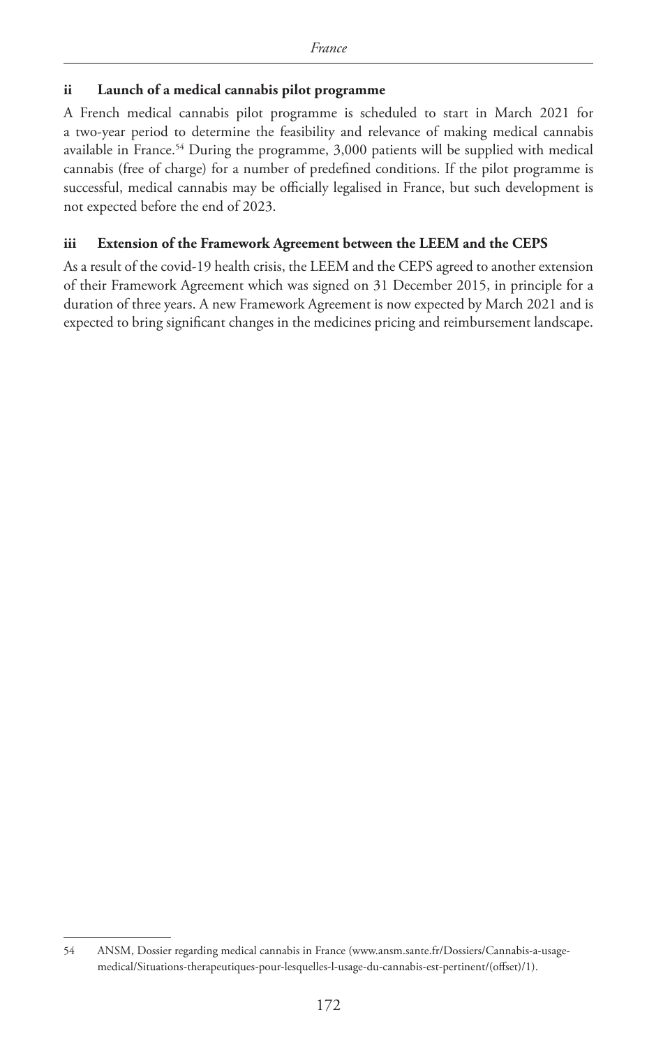### ii Launch of a medical cannabis pilot programme

A French medical cannabis pilot programme is scheduled to start in March 2021 for a two-year period to determine the feasibility and relevance of making medical cannabis available in France.[54] During the programme, 3,000 patients will be supplied with medical cannabis (free of charge) for a number of predefined conditions. If the pilot programme is successful, medical cannabis may be officially legalised in France, but such development is not expected before the end of 2023.

### iii Extension of the Framework Agreement between the LEEM and the CEPS

As a result of the covid-19 health crisis, the LEEM and the CEPS agreed to another extension of their Framework Agreement which was signed on 31 December 2015, in principle for a duration of three years. A new Framework Agreement is now expected by March 2021 and is expected to bring significant changes in the medicines pricing and reimbursement landscape.

---

54 ANSM, Dossier regarding medical cannabis in France (www.ansm.sante.fr/Dossiers/Cannabis-a-usage-medical/Situations-therapeutiques-pour-lesquelles-l-usage-du-cannabis-est-pertinent/(offset)/1).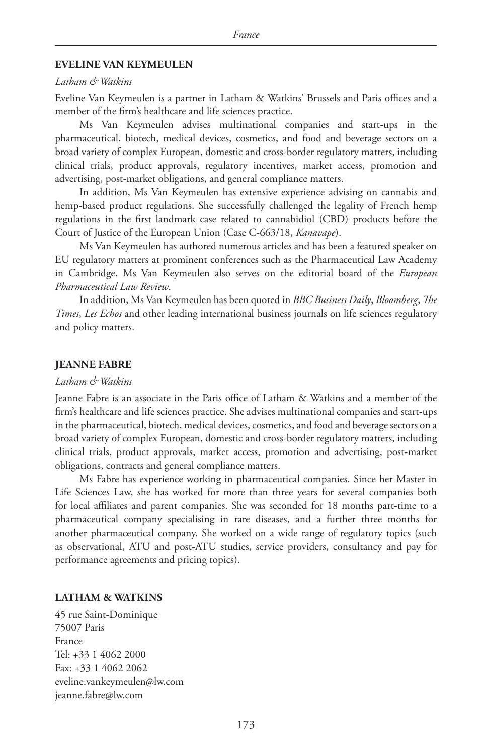## EVELINE VAN KEYMEULEN

*Latham & Watkins*

Eveline Van Keymeulen is a partner in Latham & Watkins' Brussels and Paris offices and a member of the firm's healthcare and life sciences practice.

Ms Van Keymeulen advises multinational companies and start-ups in the pharmaceutical, biotech, medical devices, cosmetics, and food and beverage sectors on a broad variety of complex European, domestic and cross-border regulatory matters, including clinical trials, product approvals, regulatory incentives, market access, promotion and advertising, post-market obligations, and general compliance matters.

In addition, Ms Van Keymeulen has extensive experience advising on cannabis and hemp-based product regulations. She successfully challenged the legality of French hemp regulations in the first landmark case related to cannabidiol (CBD) products before the Court of Justice of the European Union (Case C-663/18, *Kanavape*).

Ms Van Keymeulen has authored numerous articles and has been a featured speaker on EU regulatory matters at prominent conferences such as the Pharmaceutical Law Academy in Cambridge. Ms Van Keymeulen also serves on the editorial board of the *European Pharmaceutical Law Review*.

In addition, Ms Van Keymeulen has been quoted in *BBC Business Daily*, *Bloomberg*, *The Times*, *Les Echos* and other leading international business journals on life sciences regulatory and policy matters.

## JEANNE FABRE

*Latham & Watkins*

Jeanne Fabre is an associate in the Paris office of Latham & Watkins and a member of the firm's healthcare and life sciences practice. She advises multinational companies and start-ups in the pharmaceutical, biotech, medical devices, cosmetics, and food and beverage sectors on a broad variety of complex European, domestic and cross-border regulatory matters, including clinical trials, product approvals, market access, promotion and advertising, post-market obligations, contracts and general compliance matters.

Ms Fabre has experience working in pharmaceutical companies. Since her Master in Life Sciences Law, she has worked for more than three years for several companies both for local affiliates and parent companies. She was seconded for 18 months part-time to a pharmaceutical company specialising in rare diseases, and a further three months for another pharmaceutical company. She worked on a wide range of regulatory topics (such as observational, ATU and post-ATU studies, service providers, consultancy and pay for performance agreements and pricing topics).

## LATHAM & WATKINS

45 rue Saint-Dominique  
75007 Paris  
France  
Tel: +33 1 4062 2000  
Fax: +33 1 4062 2062  
eveline.vankeymeulen@lw.com  
jeanne.fabre@lw.com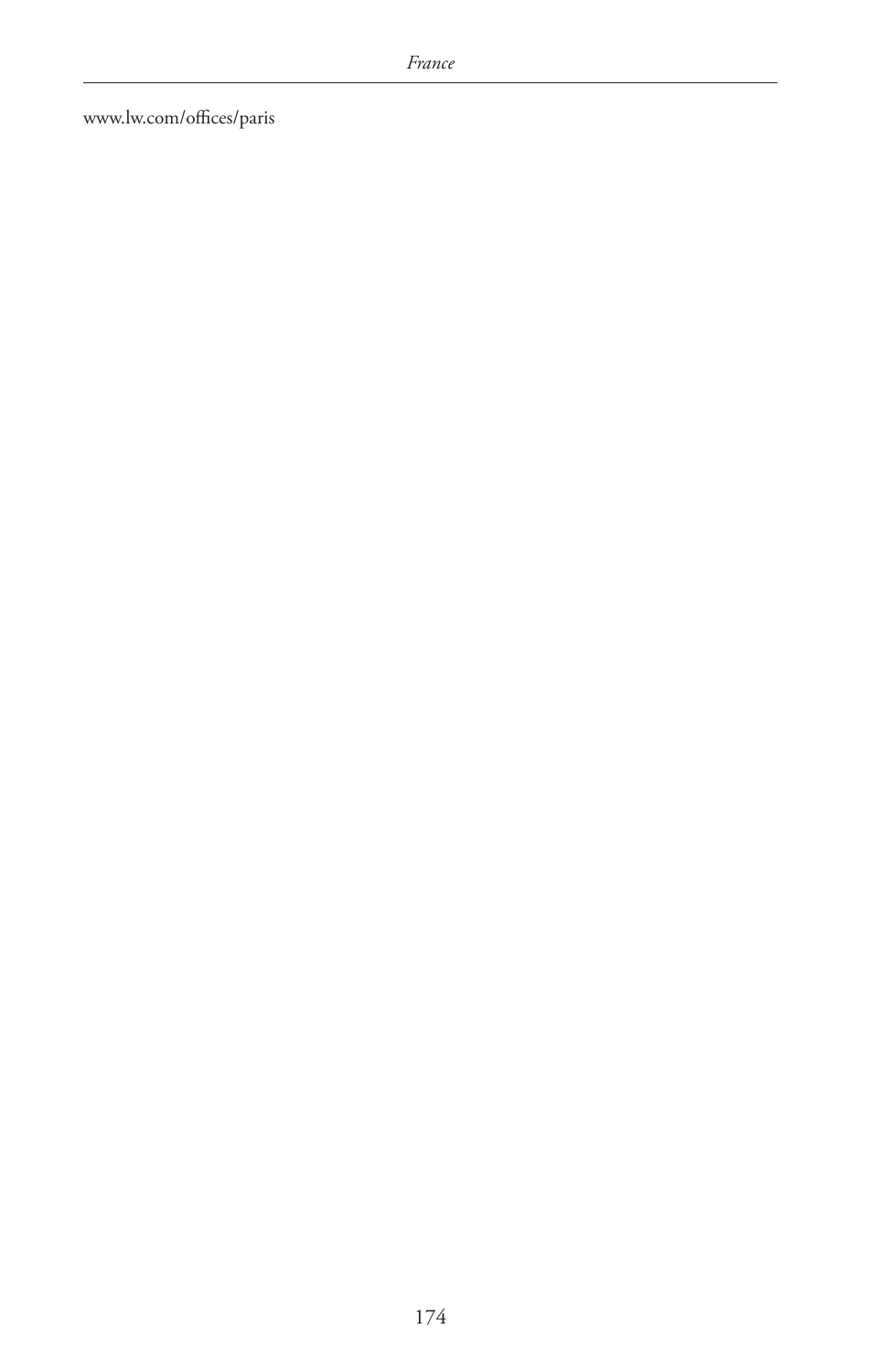www.lw.com/offices/paris